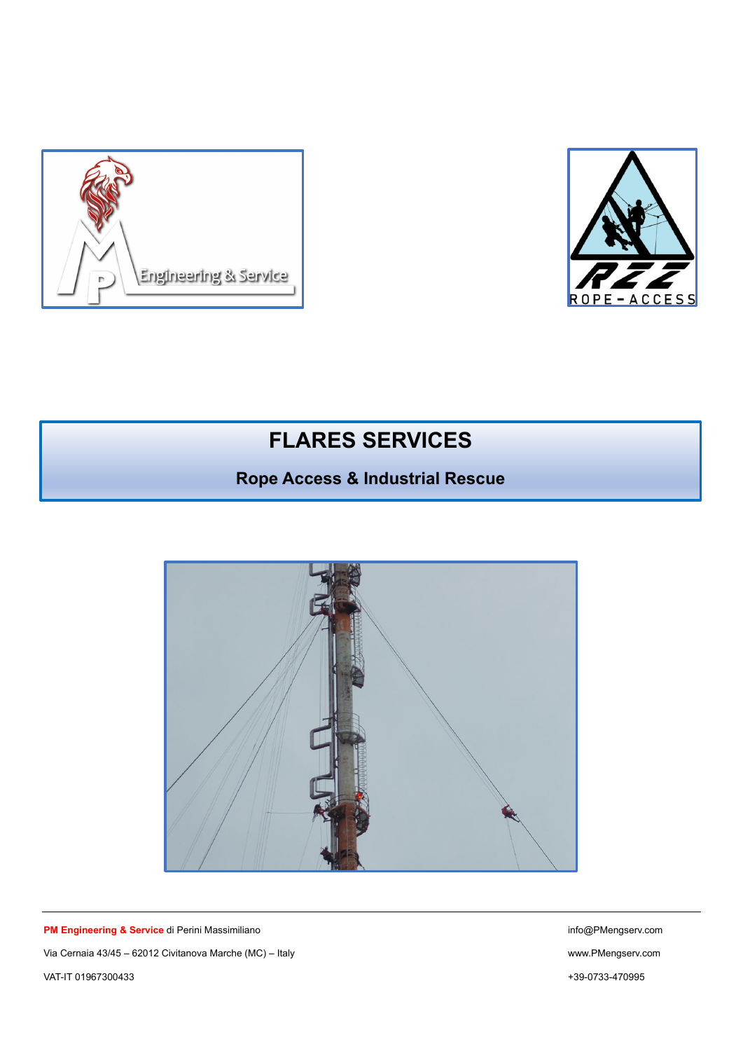# FLARES SERVICES

## Rope Access & Industrial Rescue

**PM Engineering & Service** di Perini Massimiliano

Via Cernaia 43/45 – 62012 Civitanova Marche (MC) – Italy

VAT-IT 01967300433

info@PMengserv.com

www.PMengserv.com

+39-0733-470995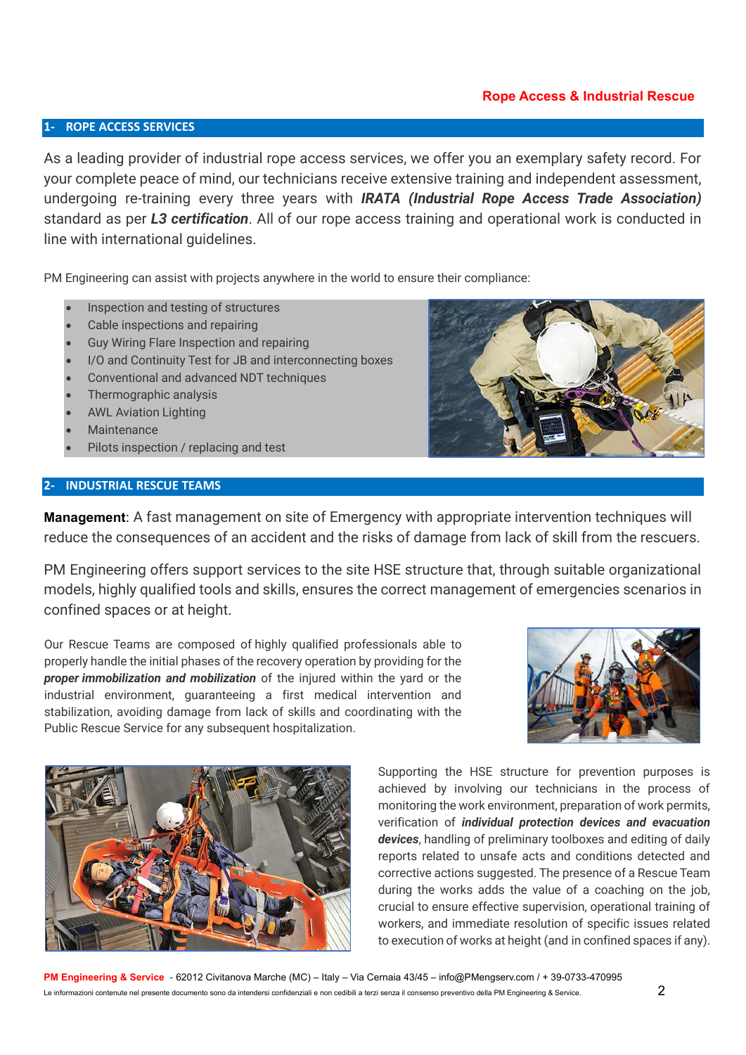## 1- ROPE ACCESS SERVICES

As a leading provider of industrial rope access services, we offer you an exemplary safety record. For your complete peace of mind, our technicians receive extensive training and independent assessment, undergoing re-training every three years with ***IRATA (Industrial Rope Access Trade Association)*** standard as per ***L3 certification***. All of our rope access training and operational work is conducted in line with international guidelines.

PM Engineering can assist with projects anywhere in the world to ensure their compliance:

- Inspection and testing of structures
- Cable inspections and repairing
- Guy Wiring Flare Inspection and repairing
- I/O and Continuity Test for JB and interconnecting boxes
- Conventional and advanced NDT techniques
- Thermographic analysis
- AWL Aviation Lighting
- Maintenance
- Pilots inspection / replacing and test

## 2- INDUSTRIAL RESCUE TEAMS

**Management**: A fast management on site of Emergency with appropriate intervention techniques will reduce the consequences of an accident and the risks of damage from lack of skill from the rescuers.

PM Engineering offers support services to the site HSE structure that, through suitable organizational models, highly qualified tools and skills, ensures the correct management of emergencies scenarios in confined spaces or at height.

Our Rescue Teams are composed of highly qualified professionals able to properly handle the initial phases of the recovery operation by providing for the ***proper immobilization and mobilization*** of the injured within the yard or the industrial environment, guaranteeing a first medical intervention and stabilization, avoiding damage from lack of skills and coordinating with the Public Rescue Service for any subsequent hospitalization.

Supporting the HSE structure for prevention purposes is achieved by involving our technicians in the process of monitoring the work environment, preparation of work permits, verification of ***individual protection devices and evacuation devices***, handling of preliminary toolboxes and editing of daily reports related to unsafe acts and conditions detected and corrective actions suggested. The presence of a Rescue Team during the works adds the value of a coaching on the job, crucial to ensure effective supervision, operational training of workers, and immediate resolution of specific issues related to execution of works at height (and in confined spaces if any).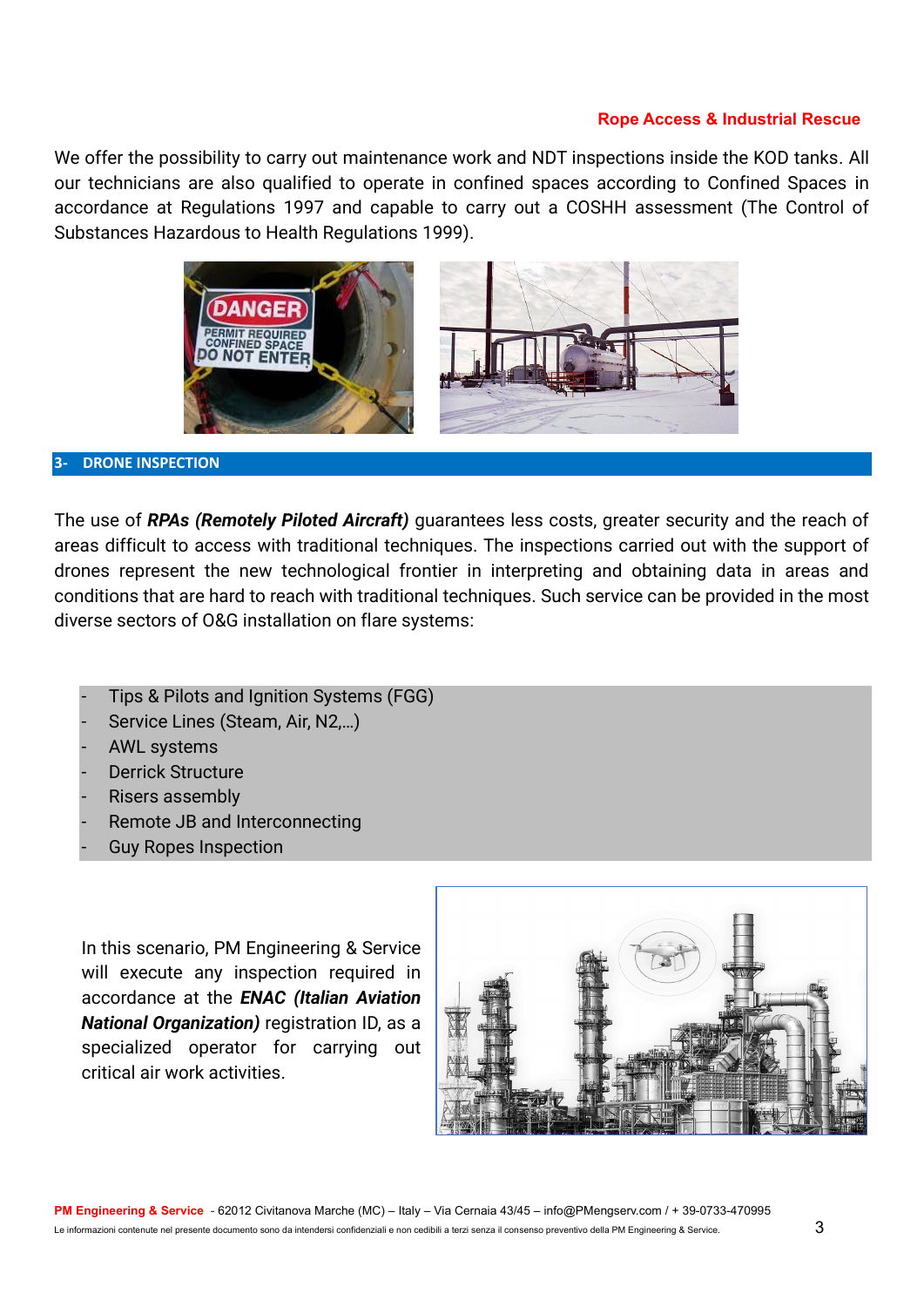We offer the possibility to carry out maintenance work and NDT inspections inside the KOD tanks. All our technicians are also qualified to operate in confined spaces according to Confined Spaces in accordance at Regulations 1997 and capable to carry out a COSHH assessment (The Control of Substances Hazardous to Health Regulations 1999).

## 3- DRONE INSPECTION

The use of ***RPAs (Remotely Piloted Aircraft)*** guarantees less costs, greater security and the reach of areas difficult to access with traditional techniques. The inspections carried out with the support of drones represent the new technological frontier in interpreting and obtaining data in areas and conditions that are hard to reach with traditional techniques. Such service can be provided in the most diverse sectors of O&G installation on flare systems:

- Tips & Pilots and Ignition Systems (FGG)
- Service Lines (Steam, Air, N2,…)
- AWL systems
- Derrick Structure
- Risers assembly
- Remote JB and Interconnecting
- Guy Ropes Inspection

In this scenario, PM Engineering & Service will execute any inspection required in accordance at the ***ENAC (Italian Aviation National Organization)*** registration ID, as a specialized operator for carrying out critical air work activities.

**PM Engineering & Service** - 62012 Civitanova Marche (MC) – Italy – Via Cernaia 43/45 – info@PMengserv.com / + 39-0733-470995

Le informazioni contenute nel presente documento sono da intendersi confidenziali e non cedibili a terzi senza il consenso preventivo della PM Engineering & Service.